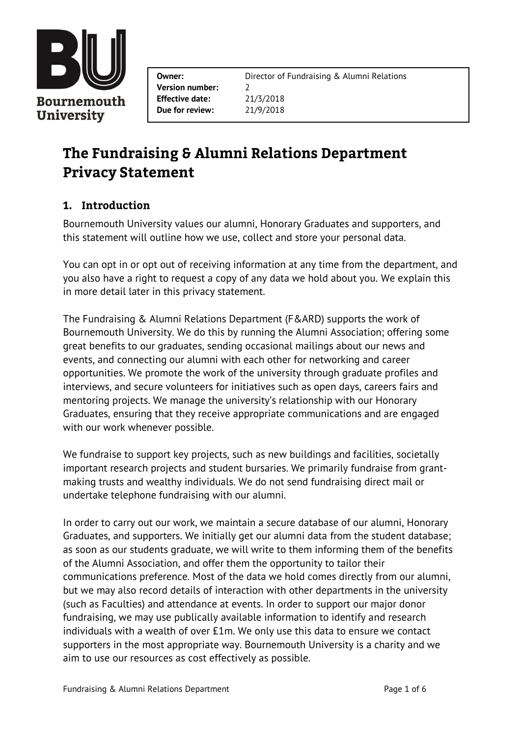**Bournemouth University**

| | |
|---|---|
| **Owner:** | Director of Fundraising & Alumni Relations |
| **Version number:** | 2 |
| **Effective date:** | 21/3/2018 |
| **Due for review:** | 21/9/2018 |

# The Fundraising & Alumni Relations Department Privacy Statement

## 1. Introduction

Bournemouth University values our alumni, Honorary Graduates and supporters, and this statement will outline how we use, collect and store your personal data.

You can opt in or opt out of receiving information at any time from the department, and you also have a right to request a copy of any data we hold about you. We explain this in more detail later in this privacy statement.

The Fundraising & Alumni Relations Department (F&ARD) supports the work of Bournemouth University. We do this by running the Alumni Association; offering some great benefits to our graduates, sending occasional mailings about our news and events, and connecting our alumni with each other for networking and career opportunities. We promote the work of the university through graduate profiles and interviews, and secure volunteers for initiatives such as open days, careers fairs and mentoring projects. We manage the university's relationship with our Honorary Graduates, ensuring that they receive appropriate communications and are engaged with our work whenever possible.

We fundraise to support key projects, such as new buildings and facilities, societally important research projects and student bursaries. We primarily fundraise from grant-making trusts and wealthy individuals. We do not send fundraising direct mail or undertake telephone fundraising with our alumni.

In order to carry out our work, we maintain a secure database of our alumni, Honorary Graduates, and supporters. We initially get our alumni data from the student database; as soon as our students graduate, we will write to them informing them of the benefits of the Alumni Association, and offer them the opportunity to tailor their communications preference. Most of the data we hold comes directly from our alumni, but we may also record details of interaction with other departments in the university (such as Faculties) and attendance at events. In order to support our major donor fundraising, we may use publically available information to identify and research individuals with a wealth of over £1m. We only use this data to ensure we contact supporters in the most appropriate way. Bournemouth University is a charity and we aim to use our resources as cost effectively as possible.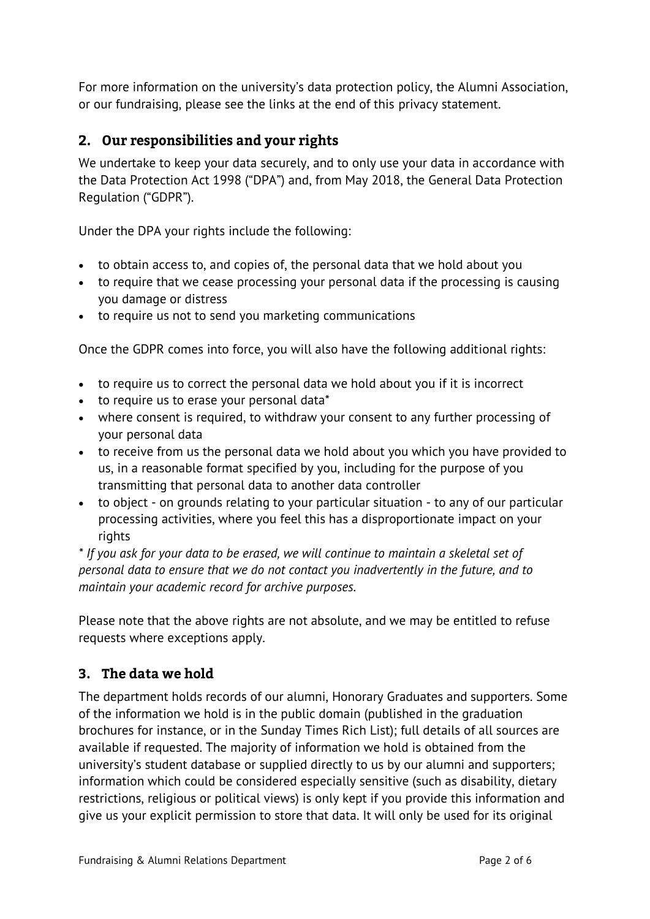For more information on the university's data protection policy, the Alumni Association, or our fundraising, please see the links at the end of this privacy statement.

## 2. Our responsibilities and your rights

We undertake to keep your data securely, and to only use your data in accordance with the Data Protection Act 1998 ("DPA") and, from May 2018, the General Data Protection Regulation ("GDPR").

Under the DPA your rights include the following:

- to obtain access to, and copies of, the personal data that we hold about you
- to require that we cease processing your personal data if the processing is causing you damage or distress
- to require us not to send you marketing communications

Once the GDPR comes into force, you will also have the following additional rights:

- to require us to correct the personal data we hold about you if it is incorrect
- to require us to erase your personal data*
- where consent is required, to withdraw your consent to any further processing of your personal data
- to receive from us the personal data we hold about you which you have provided to us, in a reasonable format specified by you, including for the purpose of you transmitting that personal data to another data controller
- to object - on grounds relating to your particular situation - to any of our particular processing activities, where you feel this has a disproportionate impact on your rights

*\* If you ask for your data to be erased, we will continue to maintain a skeletal set of personal data to ensure that we do not contact you inadvertently in the future, and to maintain your academic record for archive purposes.*

Please note that the above rights are not absolute, and we may be entitled to refuse requests where exceptions apply.

## 3. The data we hold

The department holds records of our alumni, Honorary Graduates and supporters. Some of the information we hold is in the public domain (published in the graduation brochures for instance, or in the Sunday Times Rich List); full details of all sources are available if requested. The majority of information we hold is obtained from the university's student database or supplied directly to us by our alumni and supporters; information which could be considered especially sensitive (such as disability, dietary restrictions, religious or political views) is only kept if you provide this information and give us your explicit permission to store that data. It will only be used for its original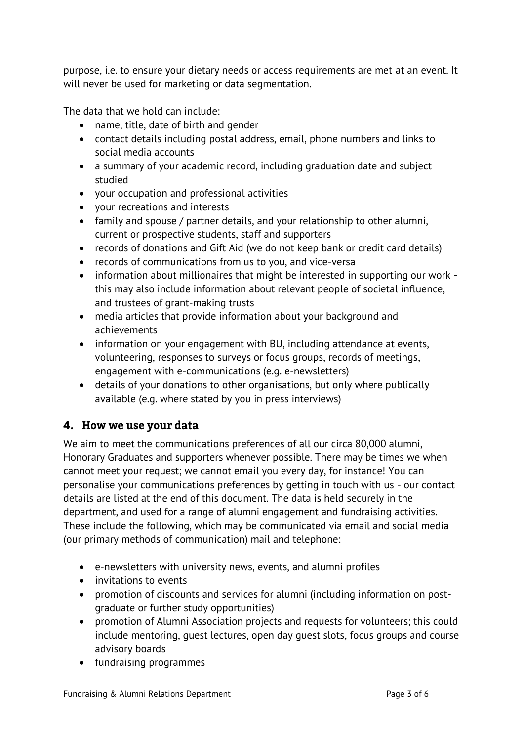purpose, i.e. to ensure your dietary needs or access requirements are met at an event. It will never be used for marketing or data segmentation.

The data that we hold can include:

- name, title, date of birth and gender
- contact details including postal address, email, phone numbers and links to social media accounts
- a summary of your academic record, including graduation date and subject studied
- your occupation and professional activities
- your recreations and interests
- family and spouse / partner details, and your relationship to other alumni, current or prospective students, staff and supporters
- records of donations and Gift Aid (we do not keep bank or credit card details)
- records of communications from us to you, and vice-versa
- information about millionaires that might be interested in supporting our work - this may also include information about relevant people of societal influence, and trustees of grant-making trusts
- media articles that provide information about your background and achievements
- information on your engagement with BU, including attendance at events, volunteering, responses to surveys or focus groups, records of meetings, engagement with e-communications (e.g. e-newsletters)
- details of your donations to other organisations, but only where publically available (e.g. where stated by you in press interviews)

## 4. How we use your data

We aim to meet the communications preferences of all our circa 80,000 alumni, Honorary Graduates and supporters whenever possible. There may be times we when cannot meet your request; we cannot email you every day, for instance! You can personalise your communications preferences by getting in touch with us - our contact details are listed at the end of this document. The data is held securely in the department, and used for a range of alumni engagement and fundraising activities. These include the following, which may be communicated via email and social media (our primary methods of communication) mail and telephone:

- e-newsletters with university news, events, and alumni profiles
- invitations to events
- promotion of discounts and services for alumni (including information on post-graduate or further study opportunities)
- promotion of Alumni Association projects and requests for volunteers; this could include mentoring, guest lectures, open day guest slots, focus groups and course advisory boards
- fundraising programmes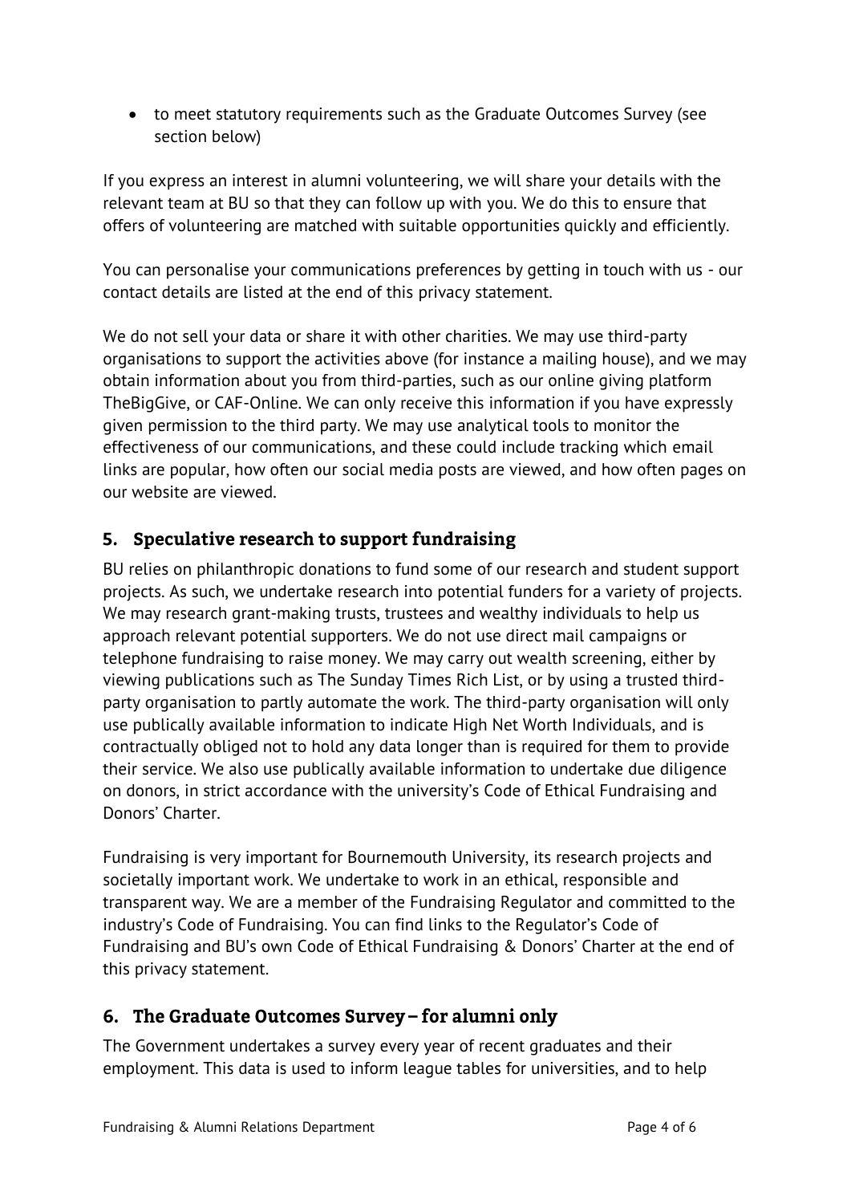- to meet statutory requirements such as the Graduate Outcomes Survey (see section below)

If you express an interest in alumni volunteering, we will share your details with the relevant team at BU so that they can follow up with you. We do this to ensure that offers of volunteering are matched with suitable opportunities quickly and efficiently.

You can personalise your communications preferences by getting in touch with us - our contact details are listed at the end of this privacy statement.

We do not sell your data or share it with other charities. We may use third-party organisations to support the activities above (for instance a mailing house), and we may obtain information about you from third-parties, such as our online giving platform TheBigGive, or CAF-Online. We can only receive this information if you have expressly given permission to the third party. We may use analytical tools to monitor the effectiveness of our communications, and these could include tracking which email links are popular, how often our social media posts are viewed, and how often pages on our website are viewed.

## 5. Speculative research to support fundraising

BU relies on philanthropic donations to fund some of our research and student support projects. As such, we undertake research into potential funders for a variety of projects. We may research grant-making trusts, trustees and wealthy individuals to help us approach relevant potential supporters. We do not use direct mail campaigns or telephone fundraising to raise money. We may carry out wealth screening, either by viewing publications such as The Sunday Times Rich List, or by using a trusted third-party organisation to partly automate the work. The third-party organisation will only use publically available information to indicate High Net Worth Individuals, and is contractually obliged not to hold any data longer than is required for them to provide their service. We also use publically available information to undertake due diligence on donors, in strict accordance with the university's Code of Ethical Fundraising and Donors' Charter.

Fundraising is very important for Bournemouth University, its research projects and societally important work. We undertake to work in an ethical, responsible and transparent way. We are a member of the Fundraising Regulator and committed to the industry's Code of Fundraising. You can find links to the Regulator's Code of Fundraising and BU's own Code of Ethical Fundraising & Donors' Charter at the end of this privacy statement.

## 6. The Graduate Outcomes Survey – for alumni only

The Government undertakes a survey every year of recent graduates and their employment. This data is used to inform league tables for universities, and to help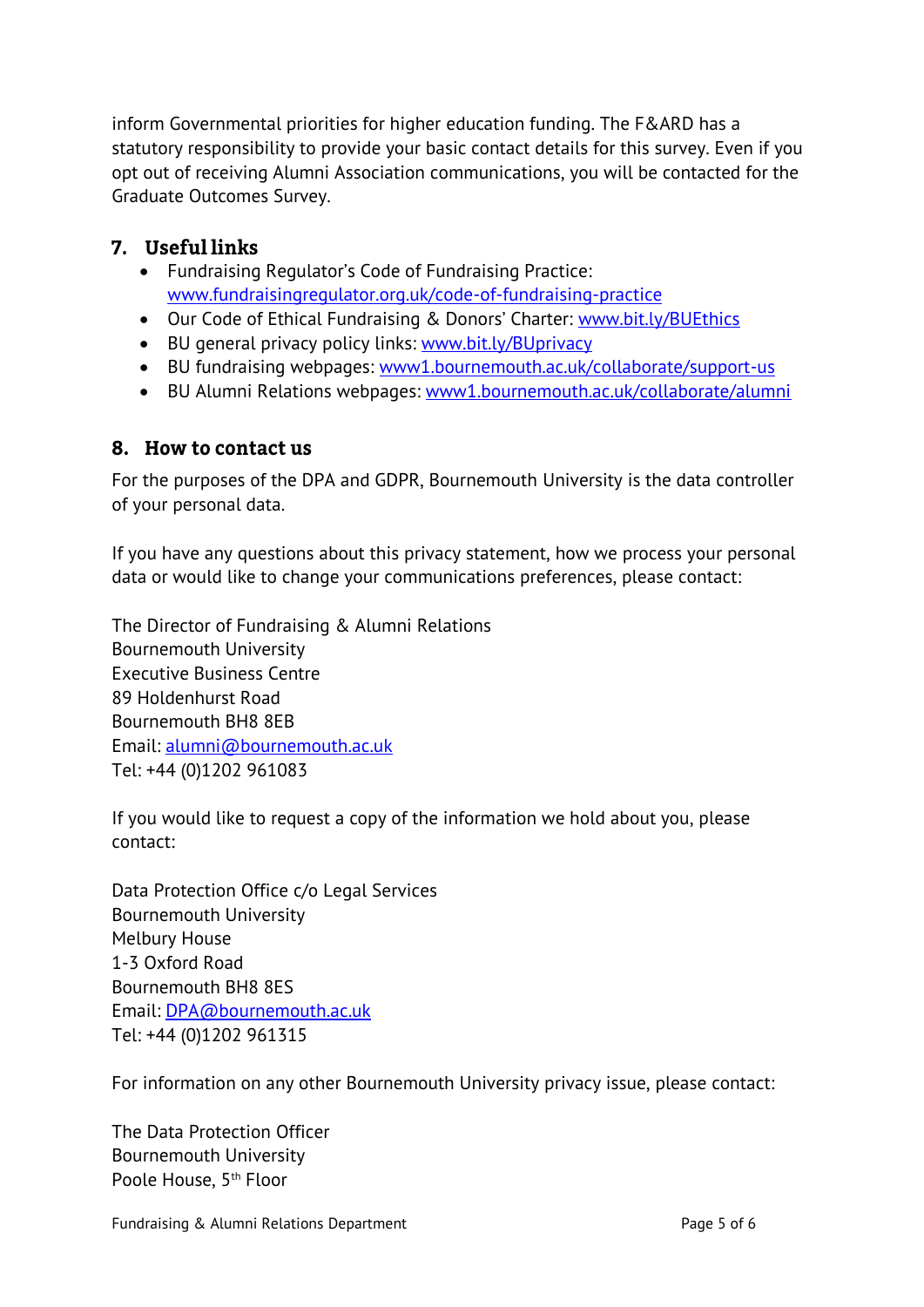inform Governmental priorities for higher education funding. The F&ARD has a statutory responsibility to provide your basic contact details for this survey. Even if you opt out of receiving Alumni Association communications, you will be contacted for the Graduate Outcomes Survey.

## 7. Useful links

- Fundraising Regulator's Code of Fundraising Practice: www.fundraisingregulator.org.uk/code-of-fundraising-practice
- Our Code of Ethical Fundraising & Donors' Charter: www.bit.ly/BUEthics
- BU general privacy policy links: www.bit.ly/BUprivacy
- BU fundraising webpages: www1.bournemouth.ac.uk/collaborate/support-us
- BU Alumni Relations webpages: www1.bournemouth.ac.uk/collaborate/alumni

## 8. How to contact us

For the purposes of the DPA and GDPR, Bournemouth University is the data controller of your personal data.

If you have any questions about this privacy statement, how we process your personal data or would like to change your communications preferences, please contact:

The Director of Fundraising & Alumni Relations
Bournemouth University
Executive Business Centre
89 Holdenhurst Road
Bournemouth BH8 8EB
Email: alumni@bournemouth.ac.uk
Tel: +44 (0)1202 961083

If you would like to request a copy of the information we hold about you, please contact:

Data Protection Office c/o Legal Services
Bournemouth University
Melbury House
1-3 Oxford Road
Bournemouth BH8 8ES
Email: DPA@bournemouth.ac.uk
Tel: +44 (0)1202 961315

For information on any other Bournemouth University privacy issue, please contact:

The Data Protection Officer
Bournemouth University
Poole House, 5th Floor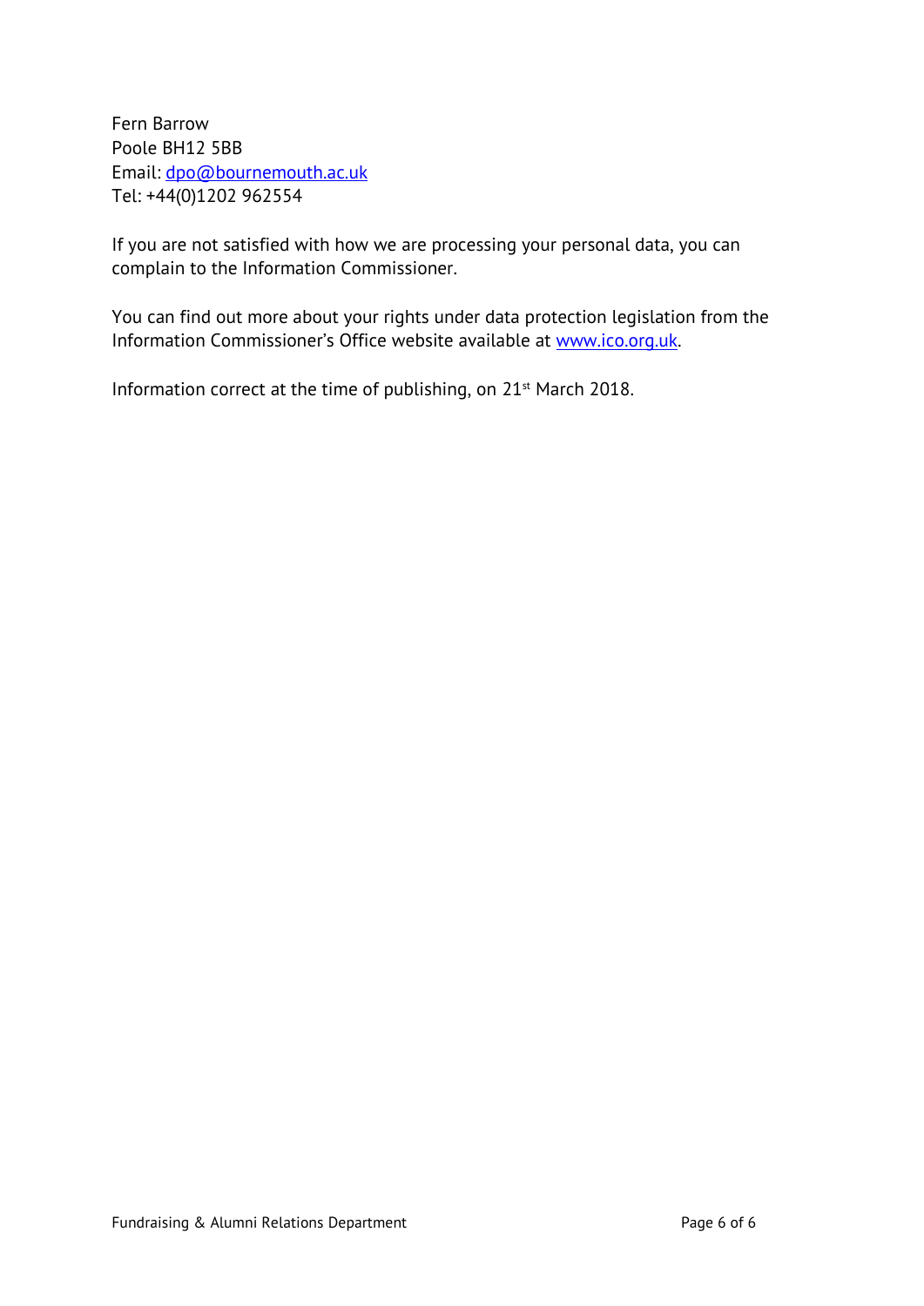Fern Barrow  
Poole BH12 5BB  
Email: dpo@bournemouth.ac.uk  
Tel: +44(0)1202 962554

If you are not satisfied with how we are processing your personal data, you can complain to the Information Commissioner.

You can find out more about your rights under data protection legislation from the Information Commissioner's Office website available at www.ico.org.uk.

Information correct at the time of publishing, on 21st March 2018.